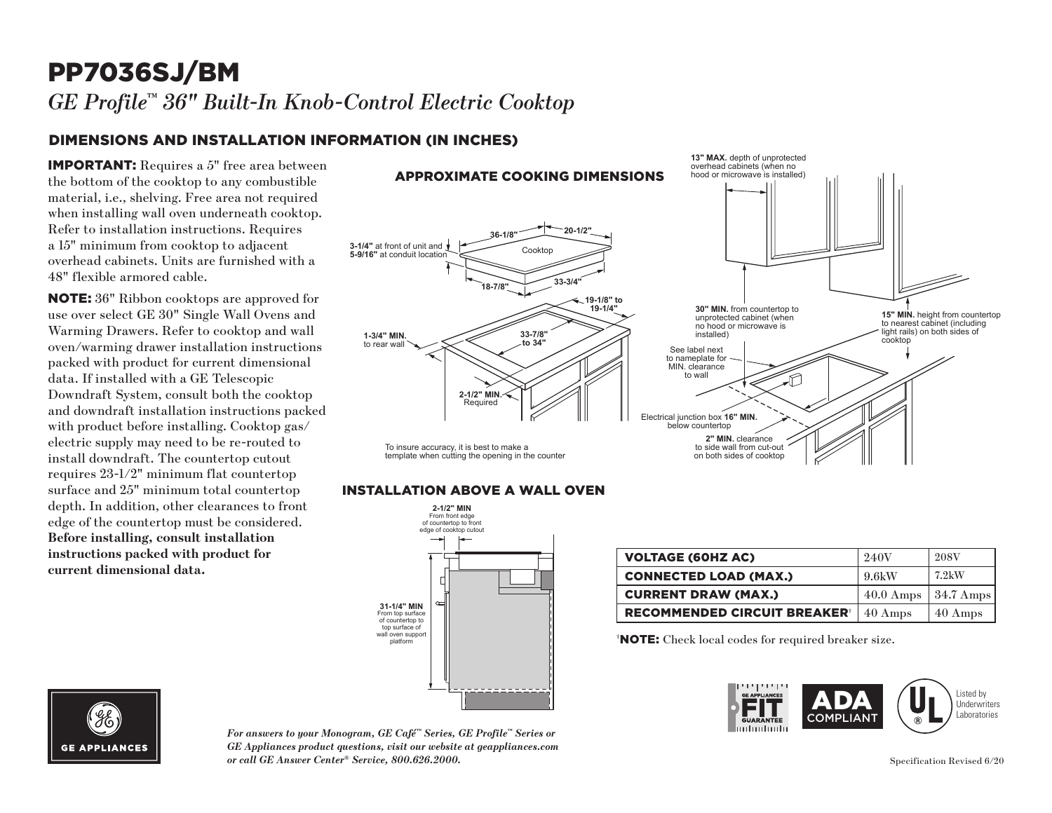# PP7036SJ/BM

## *GE Profile™ 36" Built-In Knob-Control Electric Cooktop*

### DIMENSIONS AND INSTALLATION INFORMATION (IN INCHES)

**IMPORTANT:** Requires a 5" free area between the bottom of the cooktop to any combustible material, i.e., shelving. Free area not required when installing wall oven underneath cooktop. Refer to installation instructions. Requires a 15" minimum from cooktop to adjacent overhead cabinets. Units are furnished with a 48" flexible armored cable.

**NOTE:** 36" Ribbon cooktops are approved for use over select GE 30" Single Wall Ovens and Warming Drawers. Refer to cooktop and wall oven/warming drawer installation instructions packed with product for current dimensional data. If installed with a GE Telescopic Downdraft System, consult both the cooktop and downdraft installation instructions packed with product before installing. Cooktop gas/electric supply may need to be re-routed to install downdraft. The countertop cutout requires 23-1/2" minimum flat countertop surface and 25" minimum total countertop depth. In addition, other clearances to front edge of the countertop must be considered. **Before installing, consult installation instructions packed with product for current dimensional data.**

### APPROXIMATE COOKING DIMENSIONS

36-1/8"
20-1/2"
**3-1/4"** at front of unit and
**5-9/16"** at conduit location
Cooktop
18-7/8"
33-3/4"
19-1/8" to 19-1/4"
**1-3/4" MIN.** to rear wall
33-7/8" to 34"
**2-1/2" MIN.** Required

To insure accuracy, it is best to make a template when cutting the opening in the counter

**13" MAX.** depth of unprotected overhead cabinets (when no hood or microwave is installed)
**30" MIN.** from countertop to unprotected cabinet (when no hood or microwave is installed)
**15" MIN.** height from countertop to nearest cabinet (including light rails) on both sides of cooktop
See label next to nameplate for MIN. clearance to wall
Electrical junction box **16" MIN.** below countertop
**2" MIN.** clearance to side wall from cut-out on both sides of cooktop

### INSTALLATION ABOVE A WALL OVEN

**2-1/2" MIN**
From front edge of countertop to front edge of cooktop cutout

**31-1/4" MIN**
From top surface of countertop to top surface of wall oven support platform

| VOLTAGE (60HZ AC) | 240V | 208V |
|---|---|---|
| CONNECTED LOAD (MAX.) | 9.6kW | 7.2kW |
| CURRENT DRAW (MAX.) | 40.0 Amps | 34.7 Amps |
| RECOMMENDED CIRCUIT BREAKER† | 40 Amps | 40 Amps |

†**NOTE:** Check local codes for required breaker size.

GE APPLIANCES FIT GUARANTEE
ADA COMPLIANT
Listed by Underwriters Laboratories

GE APPLIANCES

*For answers to your Monogram, GE Café™ Series, GE Profile™ Series or GE Appliances product questions, visit our website at geappliances.com or call GE Answer Center® Service, 800.626.2000.*

Specification Revised 6/20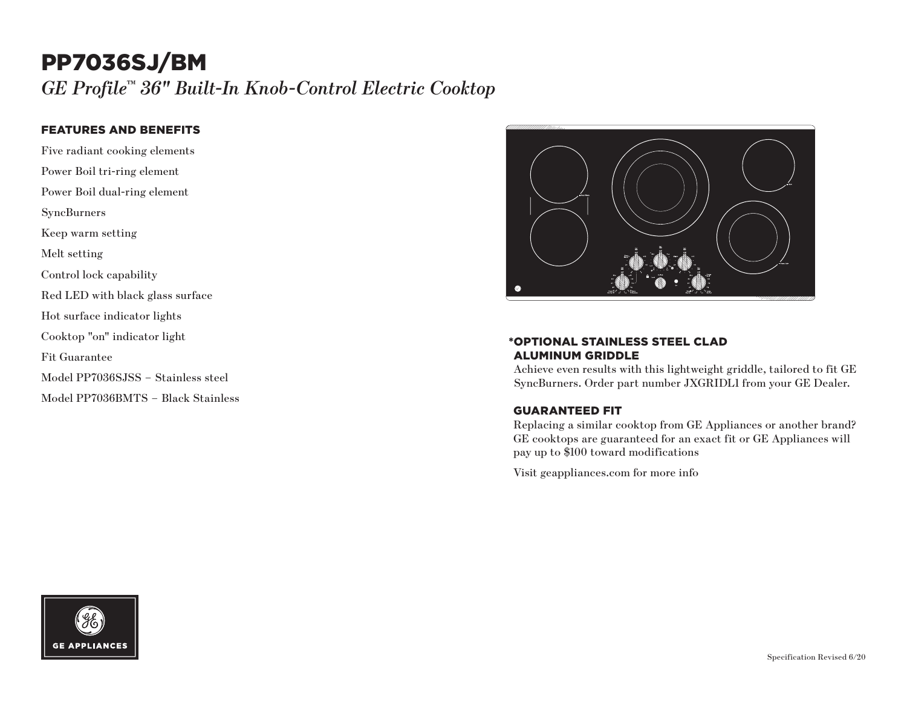# PP7036SJ/BM

*GE Profile™ 36" Built-In Knob-Control Electric Cooktop*

## FEATURES AND BENEFITS

Five radiant cooking elements

Power Boil tri-ring element

Power Boil dual-ring element

SyncBurners

Keep warm setting

Melt setting

Control lock capability

Red LED with black glass surface

Hot surface indicator lights

Cooktop "on" indicator light

Fit Guarantee

Model PP7036SJSS – Stainless steel

Model PP7036BMTS – Black Stainless

## *OPTIONAL STAINLESS STEEL CLAD ALUMINUM GRIDDLE

Achieve even results with this lightweight griddle, tailored to fit GE SyncBurners. Order part number JXGRIDL1 from your GE Dealer.

## GUARANTEED FIT

Replacing a similar cooktop from GE Appliances or another brand? GE cooktops are guaranteed for an exact fit or GE Appliances will pay up to $100 toward modifications

Visit geappliances.com for more info

GE APPLIANCES

Specification Revised 6/20